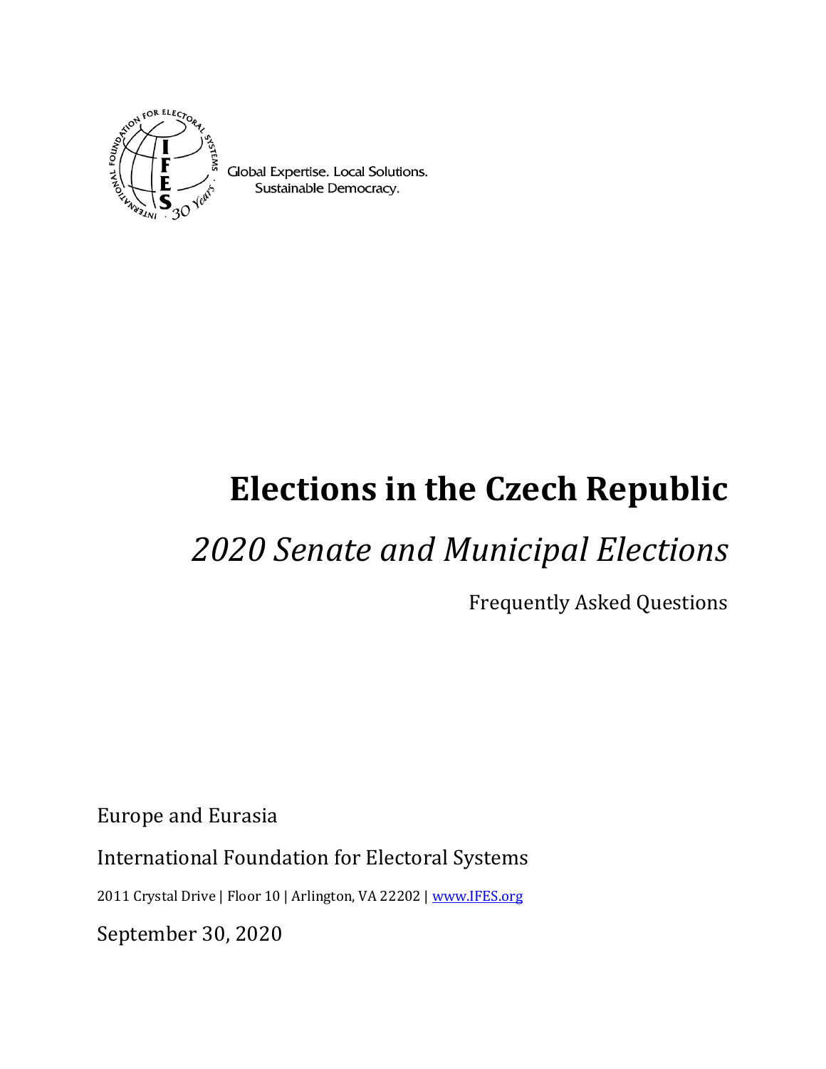Global Expertise. Local Solutions.
Sustainable Democracy.

# Elections in the Czech Republic

## *2020 Senate and Municipal Elections*

Frequently Asked Questions

Europe and Eurasia

International Foundation for Electoral Systems

2011 Crystal Drive | Floor 10 | Arlington, VA 22202 | www.IFES.org

September 30, 2020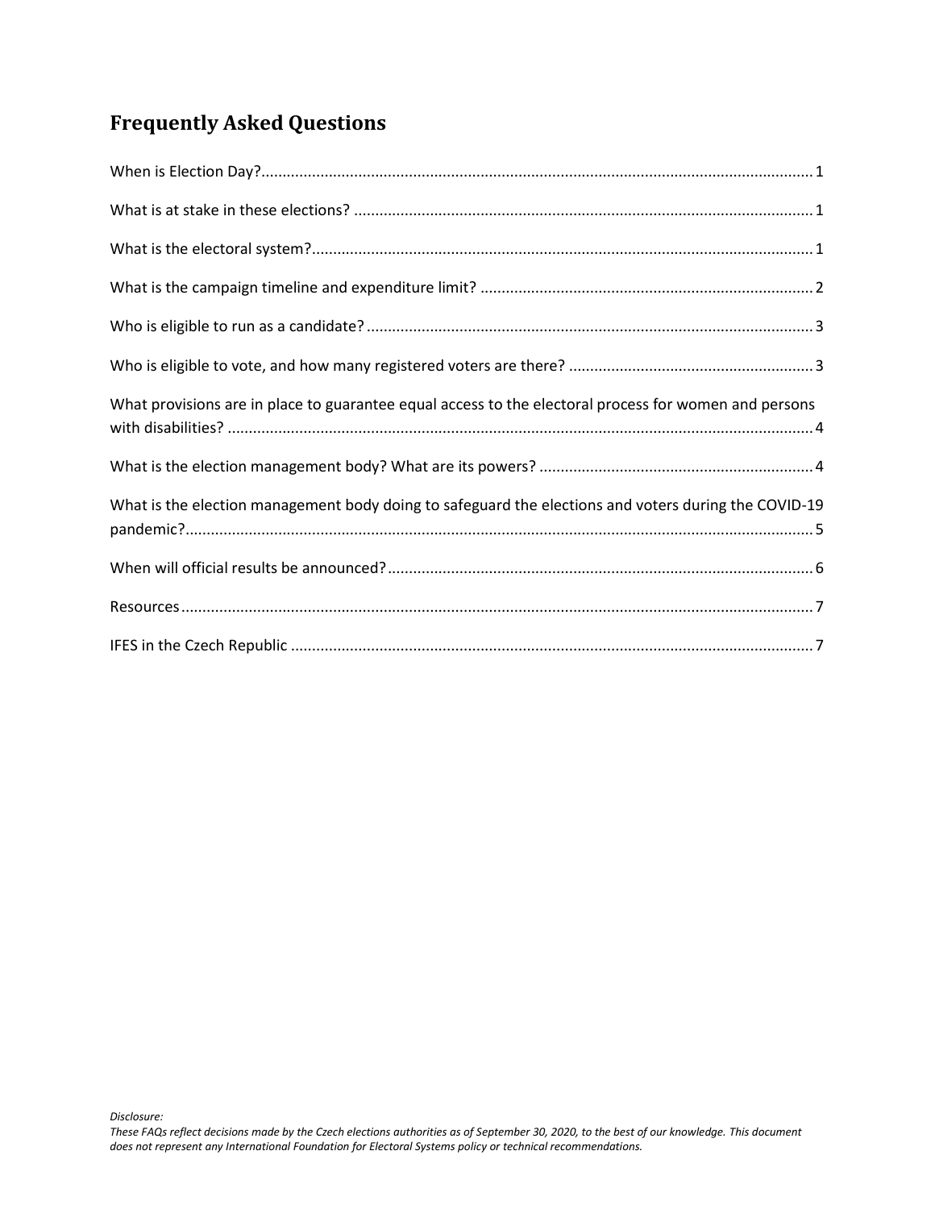## Frequently Asked Questions

When is Election Day? 1

What is at stake in these elections? 1

What is the electoral system? 1

What is the campaign timeline and expenditure limit? 2

Who is eligible to run as a candidate? 3

Who is eligible to vote, and how many registered voters are there? 3

What provisions are in place to guarantee equal access to the electoral process for women and persons with disabilities? 4

What is the election management body? What are its powers? 4

What is the election management body doing to safeguard the elections and voters during the COVID-19 pandemic? 5

When will official results be announced? 6

Resources 7

IFES in the Czech Republic 7

*Disclosure:*
*These FAQs reflect decisions made by the Czech elections authorities as of September 30, 2020, to the best of our knowledge. This document does not represent any International Foundation for Electoral Systems policy or technical recommendations.*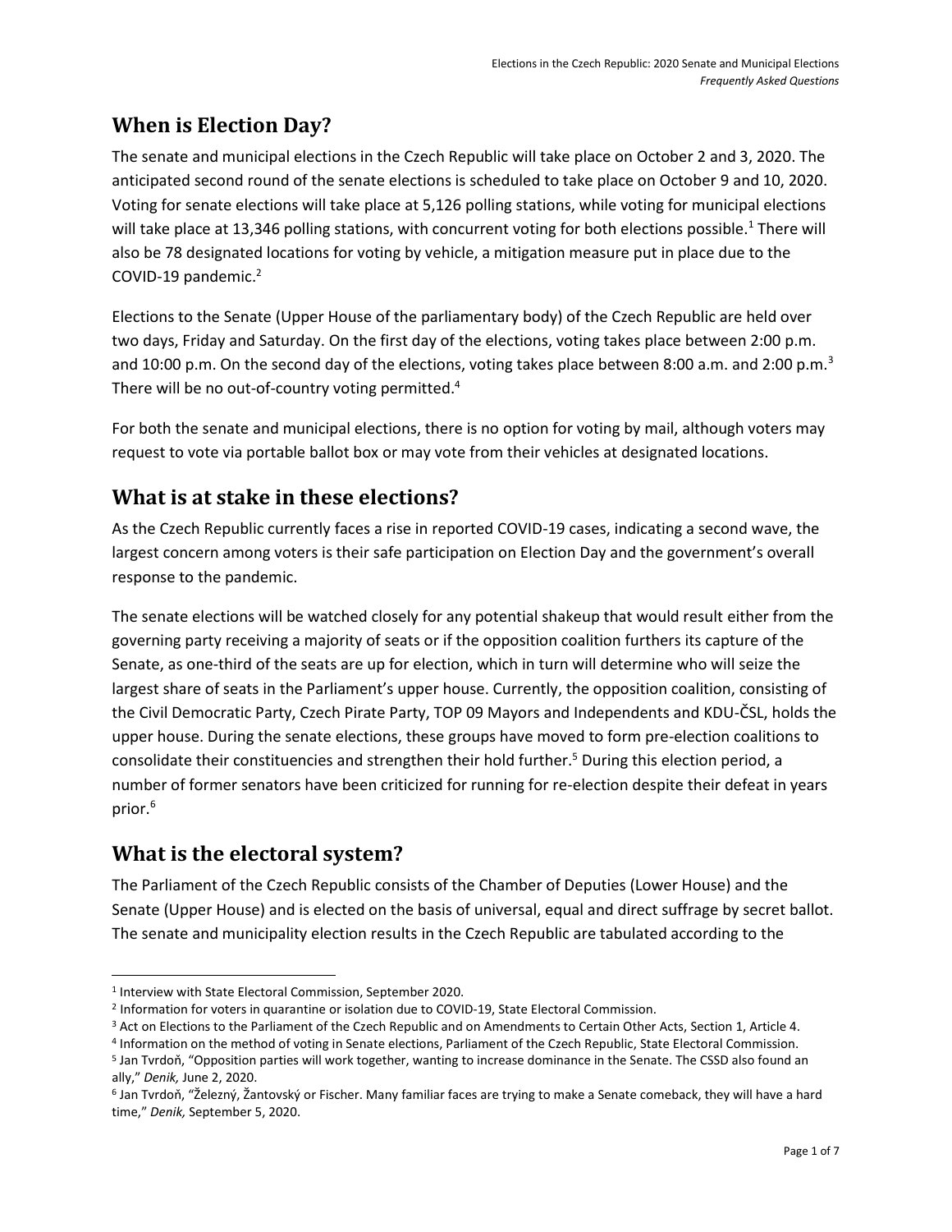## When is Election Day?

The senate and municipal elections in the Czech Republic will take place on October 2 and 3, 2020. The anticipated second round of the senate elections is scheduled to take place on October 9 and 10, 2020. Voting for senate elections will take place at 5,126 polling stations, while voting for municipal elections will take place at 13,346 polling stations, with concurrent voting for both elections possible.[1] There will also be 78 designated locations for voting by vehicle, a mitigation measure put in place due to the COVID-19 pandemic.[2]

Elections to the Senate (Upper House of the parliamentary body) of the Czech Republic are held over two days, Friday and Saturday. On the first day of the elections, voting takes place between 2:00 p.m. and 10:00 p.m. On the second day of the elections, voting takes place between 8:00 a.m. and 2:00 p.m.[3] There will be no out-of-country voting permitted.[4]

For both the senate and municipal elections, there is no option for voting by mail, although voters may request to vote via portable ballot box or may vote from their vehicles at designated locations.

## What is at stake in these elections?

As the Czech Republic currently faces a rise in reported COVID-19 cases, indicating a second wave, the largest concern among voters is their safe participation on Election Day and the government's overall response to the pandemic.

The senate elections will be watched closely for any potential shakeup that would result either from the governing party receiving a majority of seats or if the opposition coalition furthers its capture of the Senate, as one-third of the seats are up for election, which in turn will determine who will seize the largest share of seats in the Parliament's upper house. Currently, the opposition coalition, consisting of the Civil Democratic Party, Czech Pirate Party, TOP 09 Mayors and Independents and KDU-ČSL, holds the upper house. During the senate elections, these groups have moved to form pre-election coalitions to consolidate their constituencies and strengthen their hold further.[5] During this election period, a number of former senators have been criticized for running for re-election despite their defeat in years prior.[6]

## What is the electoral system?

The Parliament of the Czech Republic consists of the Chamber of Deputies (Lower House) and the Senate (Upper House) and is elected on the basis of universal, equal and direct suffrage by secret ballot. The senate and municipality election results in the Czech Republic are tabulated according to the

---

[1] Interview with State Electoral Commission, September 2020.

[2] Information for voters in quarantine or isolation due to COVID-19, State Electoral Commission.

[3] Act on Elections to the Parliament of the Czech Republic and on Amendments to Certain Other Acts, Section 1, Article 4.

[4] Information on the method of voting in Senate elections, Parliament of the Czech Republic, State Electoral Commission.

[5] Jan Tvrdoň, "Opposition parties will work together, wanting to increase dominance in the Senate. The CSSD also found an ally," *Denik,* June 2, 2020.

[6] Jan Tvrdoň, "Železný, Žantovský or Fischer. Many familiar faces are trying to make a Senate comeback, they will have a hard time," *Denik,* September 5, 2020.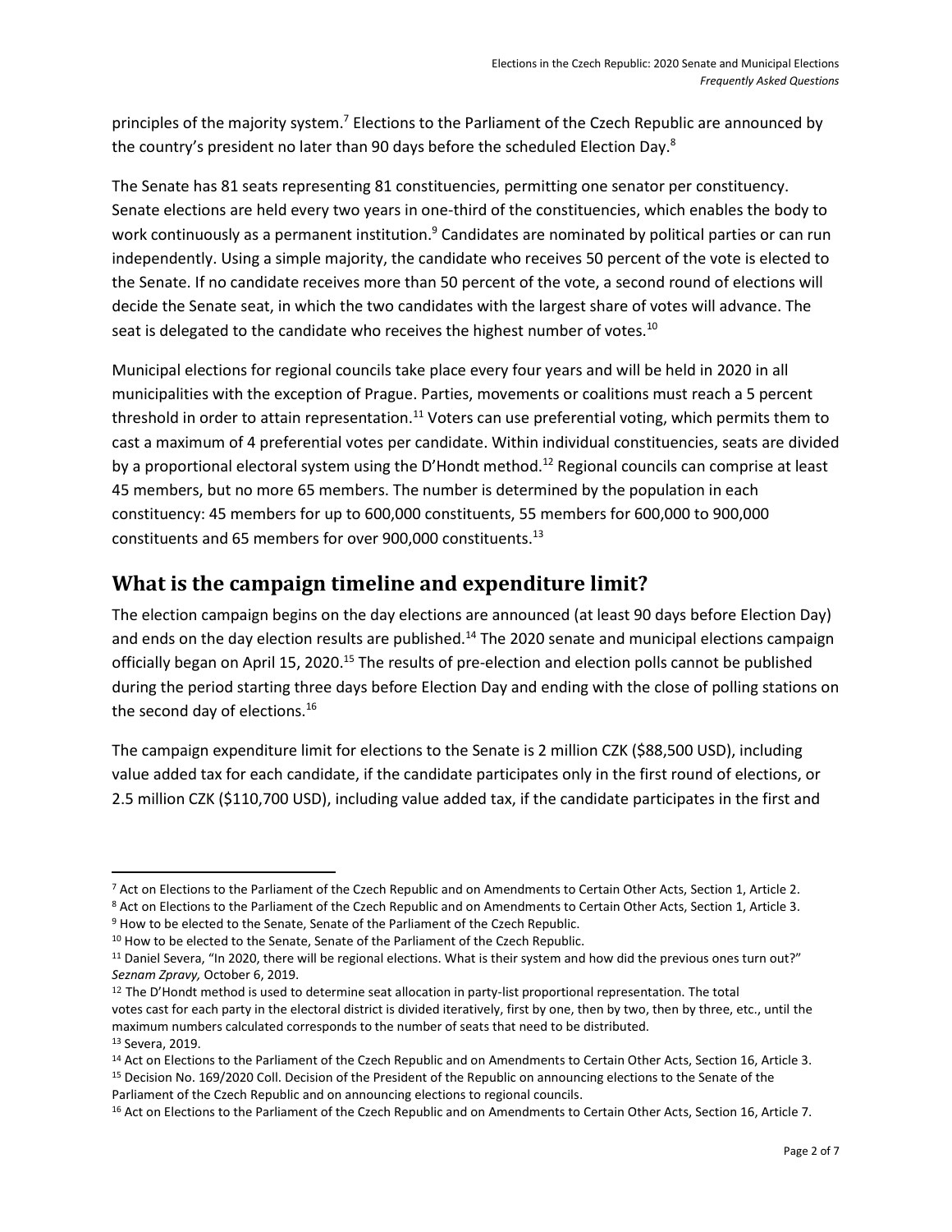principles of the majority system.[7] Elections to the Parliament of the Czech Republic are announced by the country's president no later than 90 days before the scheduled Election Day.[8]

The Senate has 81 seats representing 81 constituencies, permitting one senator per constituency. Senate elections are held every two years in one-third of the constituencies, which enables the body to work continuously as a permanent institution.[9] Candidates are nominated by political parties or can run independently. Using a simple majority, the candidate who receives 50 percent of the vote is elected to the Senate. If no candidate receives more than 50 percent of the vote, a second round of elections will decide the Senate seat, in which the two candidates with the largest share of votes will advance. The seat is delegated to the candidate who receives the highest number of votes.[10]

Municipal elections for regional councils take place every four years and will be held in 2020 in all municipalities with the exception of Prague. Parties, movements or coalitions must reach a 5 percent threshold in order to attain representation.[11] Voters can use preferential voting, which permits them to cast a maximum of 4 preferential votes per candidate. Within individual constituencies, seats are divided by a proportional electoral system using the D'Hondt method.[12] Regional councils can comprise at least 45 members, but no more 65 members. The number is determined by the population in each constituency: 45 members for up to 600,000 constituents, 55 members for 600,000 to 900,000 constituents and 65 members for over 900,000 constituents.[13]

## What is the campaign timeline and expenditure limit?

The election campaign begins on the day elections are announced (at least 90 days before Election Day) and ends on the day election results are published.[14] The 2020 senate and municipal elections campaign officially began on April 15, 2020.[15] The results of pre-election and election polls cannot be published during the period starting three days before Election Day and ending with the close of polling stations on the second day of elections.[16]

The campaign expenditure limit for elections to the Senate is 2 million CZK ($88,500 USD), including value added tax for each candidate, if the candidate participates only in the first round of elections, or 2.5 million CZK ($110,700 USD), including value added tax, if the candidate participates in the first and

---

[7] Act on Elections to the Parliament of the Czech Republic and on Amendments to Certain Other Acts, Section 1, Article 2.

[8] Act on Elections to the Parliament of the Czech Republic and on Amendments to Certain Other Acts, Section 1, Article 3.

[9] How to be elected to the Senate, Senate of the Parliament of the Czech Republic.

[10] How to be elected to the Senate, Senate of the Parliament of the Czech Republic.

[11] Daniel Severa, "In 2020, there will be regional elections. What is their system and how did the previous ones turn out?" *Seznam Zpravy,* October 6, 2019.

[12] The D'Hondt method is used to determine seat allocation in party-list proportional representation. The total votes cast for each party in the electoral district is divided iteratively, first by one, then by two, then by three, etc., until the maximum numbers calculated corresponds to the number of seats that need to be distributed.

[13] Severa, 2019.

[14] Act on Elections to the Parliament of the Czech Republic and on Amendments to Certain Other Acts, Section 16, Article 3.

[15] Decision No. 169/2020 Coll. Decision of the President of the Republic on announcing elections to the Senate of the Parliament of the Czech Republic and on announcing elections to regional councils.

[16] Act on Elections to the Parliament of the Czech Republic and on Amendments to Certain Other Acts, Section 16, Article 7.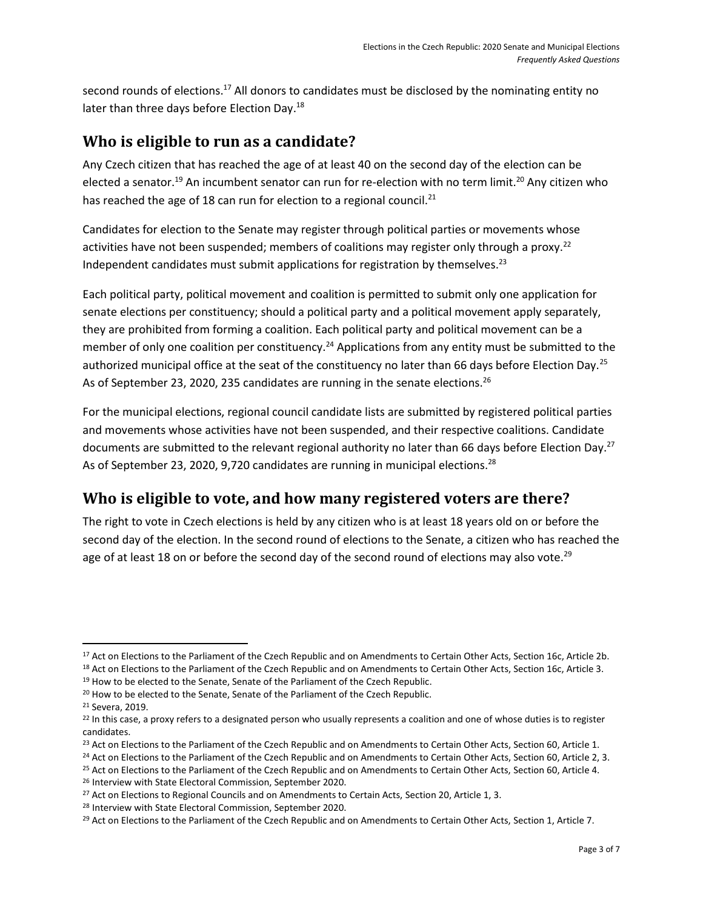second rounds of elections.[17] All donors to candidates must be disclosed by the nominating entity no later than three days before Election Day.[18]

## Who is eligible to run as a candidate?

Any Czech citizen that has reached the age of at least 40 on the second day of the election can be elected a senator.[19] An incumbent senator can run for re-election with no term limit.[20] Any citizen who has reached the age of 18 can run for election to a regional council.[21]

Candidates for election to the Senate may register through political parties or movements whose activities have not been suspended; members of coalitions may register only through a proxy.[22] Independent candidates must submit applications for registration by themselves.[23]

Each political party, political movement and coalition is permitted to submit only one application for senate elections per constituency; should a political party and a political movement apply separately, they are prohibited from forming a coalition. Each political party and political movement can be a member of only one coalition per constituency.[24] Applications from any entity must be submitted to the authorized municipal office at the seat of the constituency no later than 66 days before Election Day.[25] As of September 23, 2020, 235 candidates are running in the senate elections.[26]

For the municipal elections, regional council candidate lists are submitted by registered political parties and movements whose activities have not been suspended, and their respective coalitions. Candidate documents are submitted to the relevant regional authority no later than 66 days before Election Day.[27] As of September 23, 2020, 9,720 candidates are running in municipal elections.[28]

## Who is eligible to vote, and how many registered voters are there?

The right to vote in Czech elections is held by any citizen who is at least 18 years old on or before the second day of the election. In the second round of elections to the Senate, a citizen who has reached the age of at least 18 on or before the second day of the second round of elections may also vote.[29]

---

[17] Act on Elections to the Parliament of the Czech Republic and on Amendments to Certain Other Acts, Section 16c, Article 2b.

[18] Act on Elections to the Parliament of the Czech Republic and on Amendments to Certain Other Acts, Section 16c, Article 3.

[19] How to be elected to the Senate, Senate of the Parliament of the Czech Republic.

[20] How to be elected to the Senate, Senate of the Parliament of the Czech Republic.

[21] Severa, 2019.

[22] In this case, a proxy refers to a designated person who usually represents a coalition and one of whose duties is to register candidates.

[23] Act on Elections to the Parliament of the Czech Republic and on Amendments to Certain Other Acts, Section 60, Article 1.

[24] Act on Elections to the Parliament of the Czech Republic and on Amendments to Certain Other Acts, Section 60, Article 2, 3.

[25] Act on Elections to the Parliament of the Czech Republic and on Amendments to Certain Other Acts, Section 60, Article 4.

[26] Interview with State Electoral Commission, September 2020.

[27] Act on Elections to Regional Councils and on Amendments to Certain Acts, Section 20, Article 1, 3.

[28] Interview with State Electoral Commission, September 2020.

[29] Act on Elections to the Parliament of the Czech Republic and on Amendments to Certain Other Acts, Section 1, Article 7.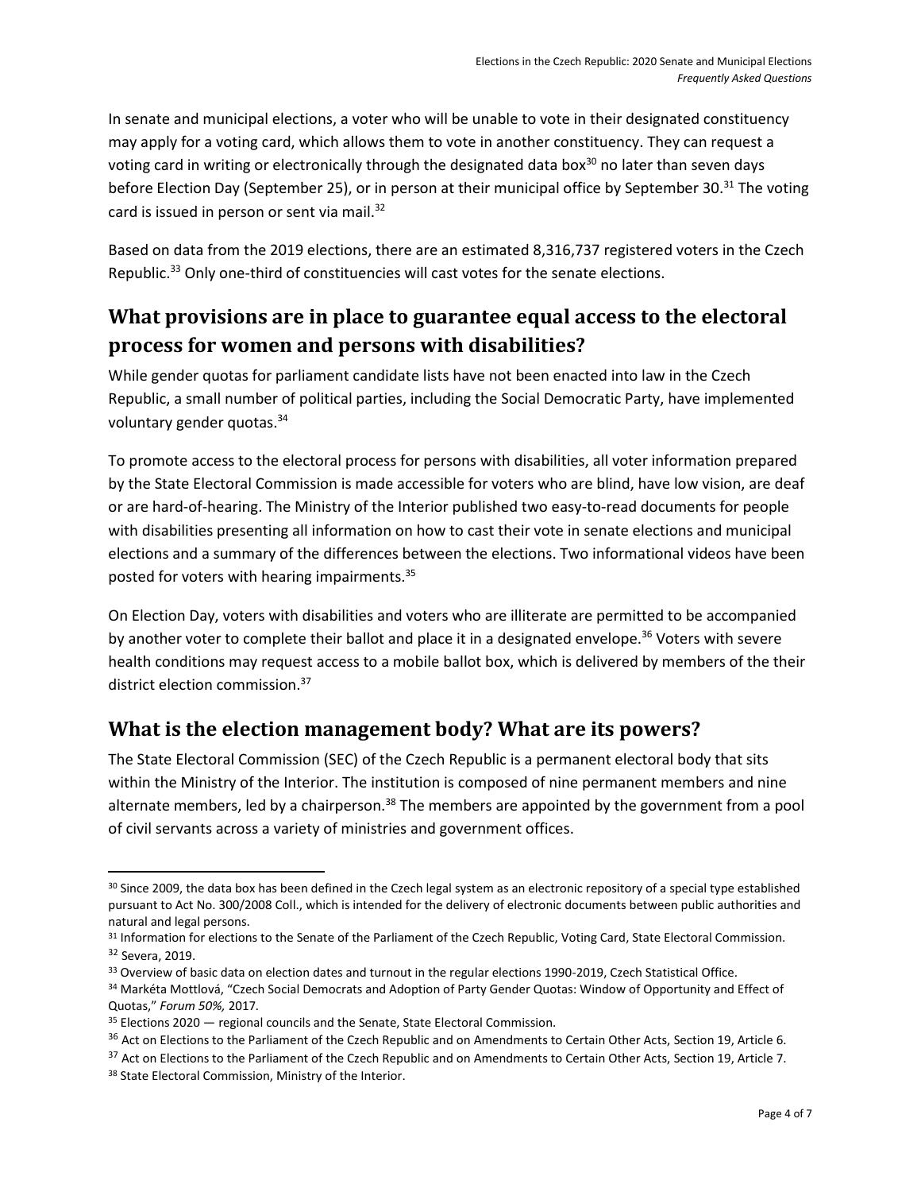In senate and municipal elections, a voter who will be unable to vote in their designated constituency may apply for a voting card, which allows them to vote in another constituency. They can request a voting card in writing or electronically through the designated data box[30] no later than seven days before Election Day (September 25), or in person at their municipal office by September 30.[31] The voting card is issued in person or sent via mail.[32]

Based on data from the 2019 elections, there are an estimated 8,316,737 registered voters in the Czech Republic.[33] Only one-third of constituencies will cast votes for the senate elections.

## What provisions are in place to guarantee equal access to the electoral process for women and persons with disabilities?

While gender quotas for parliament candidate lists have not been enacted into law in the Czech Republic, a small number of political parties, including the Social Democratic Party, have implemented voluntary gender quotas.[34]

To promote access to the electoral process for persons with disabilities, all voter information prepared by the State Electoral Commission is made accessible for voters who are blind, have low vision, are deaf or are hard-of-hearing. The Ministry of the Interior published two easy-to-read documents for people with disabilities presenting all information on how to cast their vote in senate elections and municipal elections and a summary of the differences between the elections. Two informational videos have been posted for voters with hearing impairments.[35]

On Election Day, voters with disabilities and voters who are illiterate are permitted to be accompanied by another voter to complete their ballot and place it in a designated envelope.[36] Voters with severe health conditions may request access to a mobile ballot box, which is delivered by members of the their district election commission.[37]

## What is the election management body? What are its powers?

The State Electoral Commission (SEC) of the Czech Republic is a permanent electoral body that sits within the Ministry of the Interior. The institution is composed of nine permanent members and nine alternate members, led by a chairperson.[38] The members are appointed by the government from a pool of civil servants across a variety of ministries and government offices.

---

[30] Since 2009, the data box has been defined in the Czech legal system as an electronic repository of a special type established pursuant to Act No. 300/2008 Coll., which is intended for the delivery of electronic documents between public authorities and natural and legal persons.

[31] Information for elections to the Senate of the Parliament of the Czech Republic, Voting Card, State Electoral Commission.

[32] Severa, 2019.

[33] Overview of basic data on election dates and turnout in the regular elections 1990-2019, Czech Statistical Office.

[34] Markéta Mottlová, "Czech Social Democrats and Adoption of Party Gender Quotas: Window of Opportunity and Effect of Quotas," *Forum 50%,* 2017.

[35] Elections 2020 — regional councils and the Senate, State Electoral Commission.

[36] Act on Elections to the Parliament of the Czech Republic and on Amendments to Certain Other Acts, Section 19, Article 6.

[37] Act on Elections to the Parliament of the Czech Republic and on Amendments to Certain Other Acts, Section 19, Article 7.

[38] State Electoral Commission, Ministry of the Interior.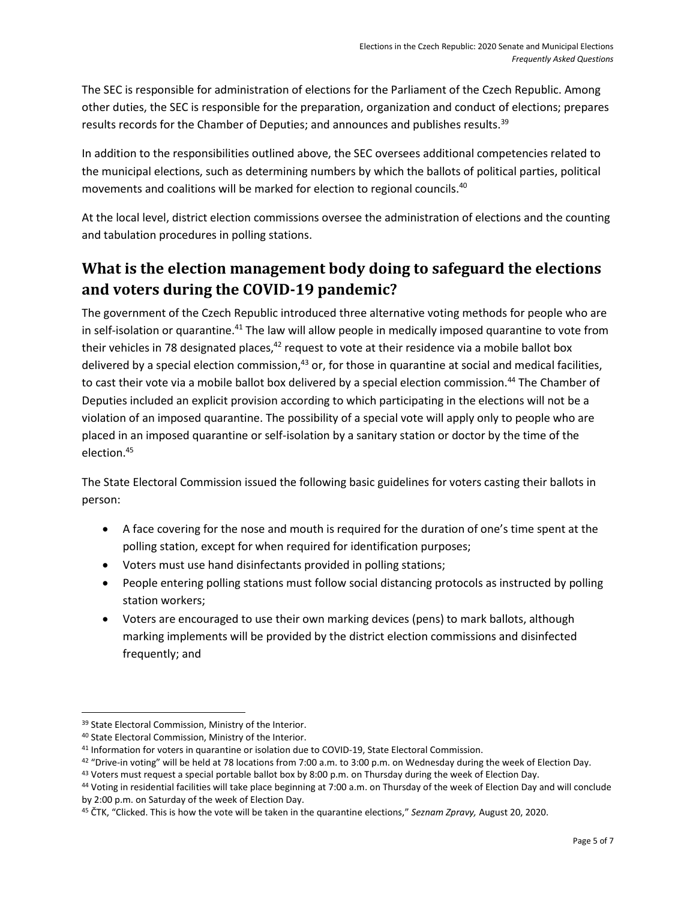The SEC is responsible for administration of elections for the Parliament of the Czech Republic. Among other duties, the SEC is responsible for the preparation, organization and conduct of elections; prepares results records for the Chamber of Deputies; and announces and publishes results.[39]

In addition to the responsibilities outlined above, the SEC oversees additional competencies related to the municipal elections, such as determining numbers by which the ballots of political parties, political movements and coalitions will be marked for election to regional councils.[40]

At the local level, district election commissions oversee the administration of elections and the counting and tabulation procedures in polling stations.

## What is the election management body doing to safeguard the elections and voters during the COVID-19 pandemic?

The government of the Czech Republic introduced three alternative voting methods for people who are in self-isolation or quarantine.[41] The law will allow people in medically imposed quarantine to vote from their vehicles in 78 designated places,[42] request to vote at their residence via a mobile ballot box delivered by a special election commission,[43] or, for those in quarantine at social and medical facilities, to cast their vote via a mobile ballot box delivered by a special election commission.[44] The Chamber of Deputies included an explicit provision according to which participating in the elections will not be a violation of an imposed quarantine. The possibility of a special vote will apply only to people who are placed in an imposed quarantine or self-isolation by a sanitary station or doctor by the time of the election.[45]

The State Electoral Commission issued the following basic guidelines for voters casting their ballots in person:

- A face covering for the nose and mouth is required for the duration of one's time spent at the polling station, except for when required for identification purposes;
- Voters must use hand disinfectants provided in polling stations;
- People entering polling stations must follow social distancing protocols as instructed by polling station workers;
- Voters are encouraged to use their own marking devices (pens) to mark ballots, although marking implements will be provided by the district election commissions and disinfected frequently; and

---

[39] State Electoral Commission, Ministry of the Interior.

[40] State Electoral Commission, Ministry of the Interior.

[41] Information for voters in quarantine or isolation due to COVID-19, State Electoral Commission.

[42] "Drive-in voting" will be held at 78 locations from 7:00 a.m. to 3:00 p.m. on Wednesday during the week of Election Day.

[43] Voters must request a special portable ballot box by 8:00 p.m. on Thursday during the week of Election Day.

[44] Voting in residential facilities will take place beginning at 7:00 a.m. on Thursday of the week of Election Day and will conclude by 2:00 p.m. on Saturday of the week of Election Day.

[45] ČTK, "Clicked. This is how the vote will be taken in the quarantine elections," *Seznam Zpravy,* August 20, 2020.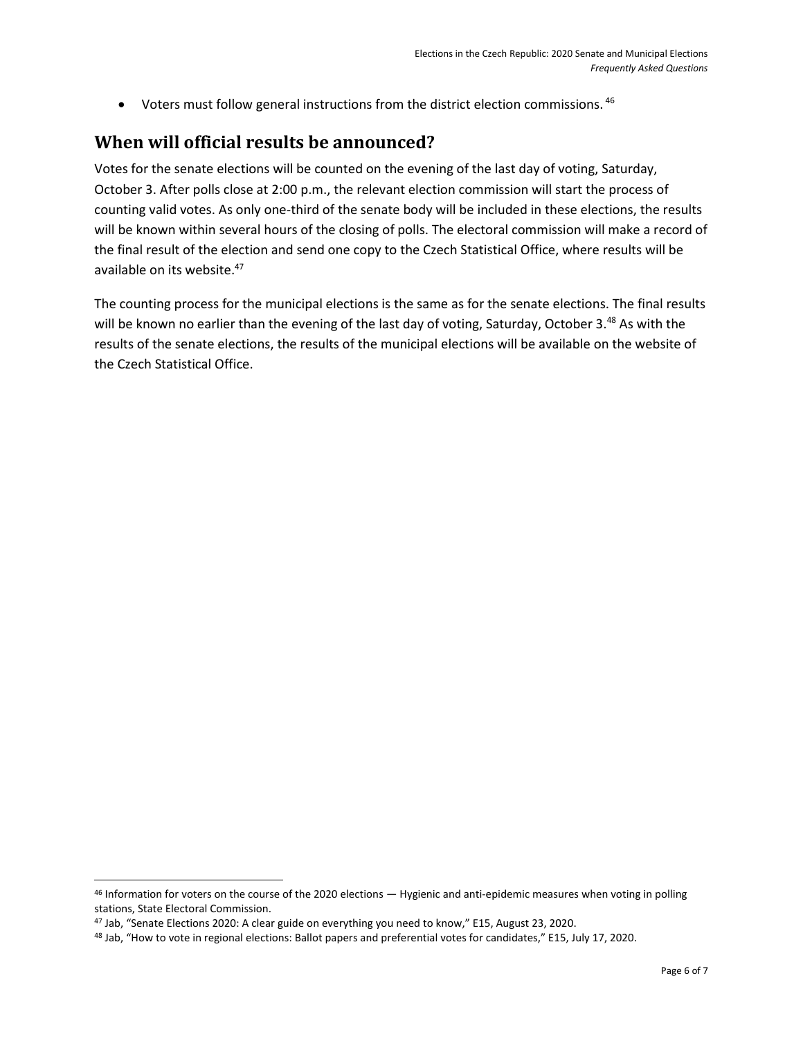- Voters must follow general instructions from the district election commissions. [46]

## When will official results be announced?

Votes for the senate elections will be counted on the evening of the last day of voting, Saturday, October 3. After polls close at 2:00 p.m., the relevant election commission will start the process of counting valid votes. As only one-third of the senate body will be included in these elections, the results will be known within several hours of the closing of polls. The electoral commission will make a record of the final result of the election and send one copy to the Czech Statistical Office, where results will be available on its website.[47]

The counting process for the municipal elections is the same as for the senate elections. The final results will be known no earlier than the evening of the last day of voting, Saturday, October 3.[48] As with the results of the senate elections, the results of the municipal elections will be available on the website of the Czech Statistical Office.

---

[46] Information for voters on the course of the 2020 elections — Hygienic and anti-epidemic measures when voting in polling stations, State Electoral Commission.

[47] Jab, "Senate Elections 2020: A clear guide on everything you need to know," E15, August 23, 2020.

[48] Jab, "How to vote in regional elections: Ballot papers and preferential votes for candidates," E15, July 17, 2020.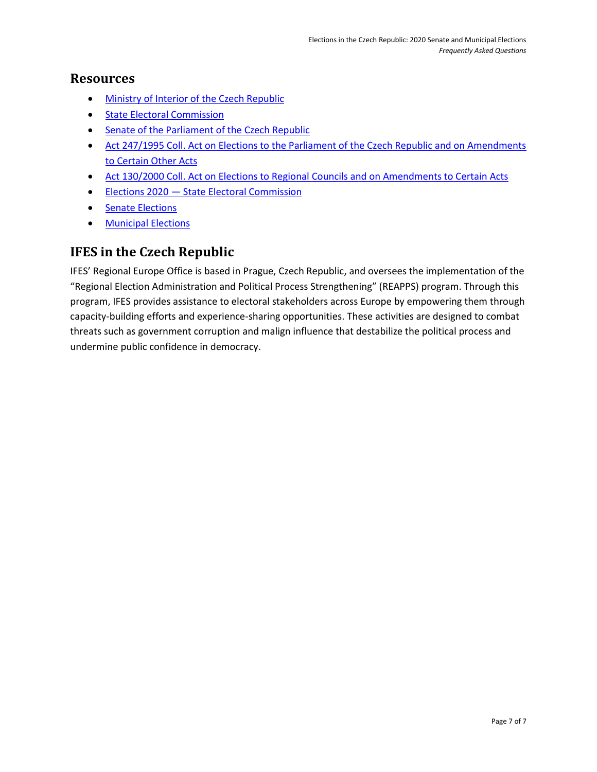## Resources

- Ministry of Interior of the Czech Republic
- State Electoral Commission
- Senate of the Parliament of the Czech Republic
- Act 247/1995 Coll. Act on Elections to the Parliament of the Czech Republic and on Amendments to Certain Other Acts
- Act 130/2000 Coll. Act on Elections to Regional Councils and on Amendments to Certain Acts
- Elections 2020 — State Electoral Commission
- Senate Elections
- Municipal Elections

## IFES in the Czech Republic

IFES' Regional Europe Office is based in Prague, Czech Republic, and oversees the implementation of the "Regional Election Administration and Political Process Strengthening" (REAPPS) program. Through this program, IFES provides assistance to electoral stakeholders across Europe by empowering them through capacity-building efforts and experience-sharing opportunities. These activities are designed to combat threats such as government corruption and malign influence that destabilize the political process and undermine public confidence in democracy.